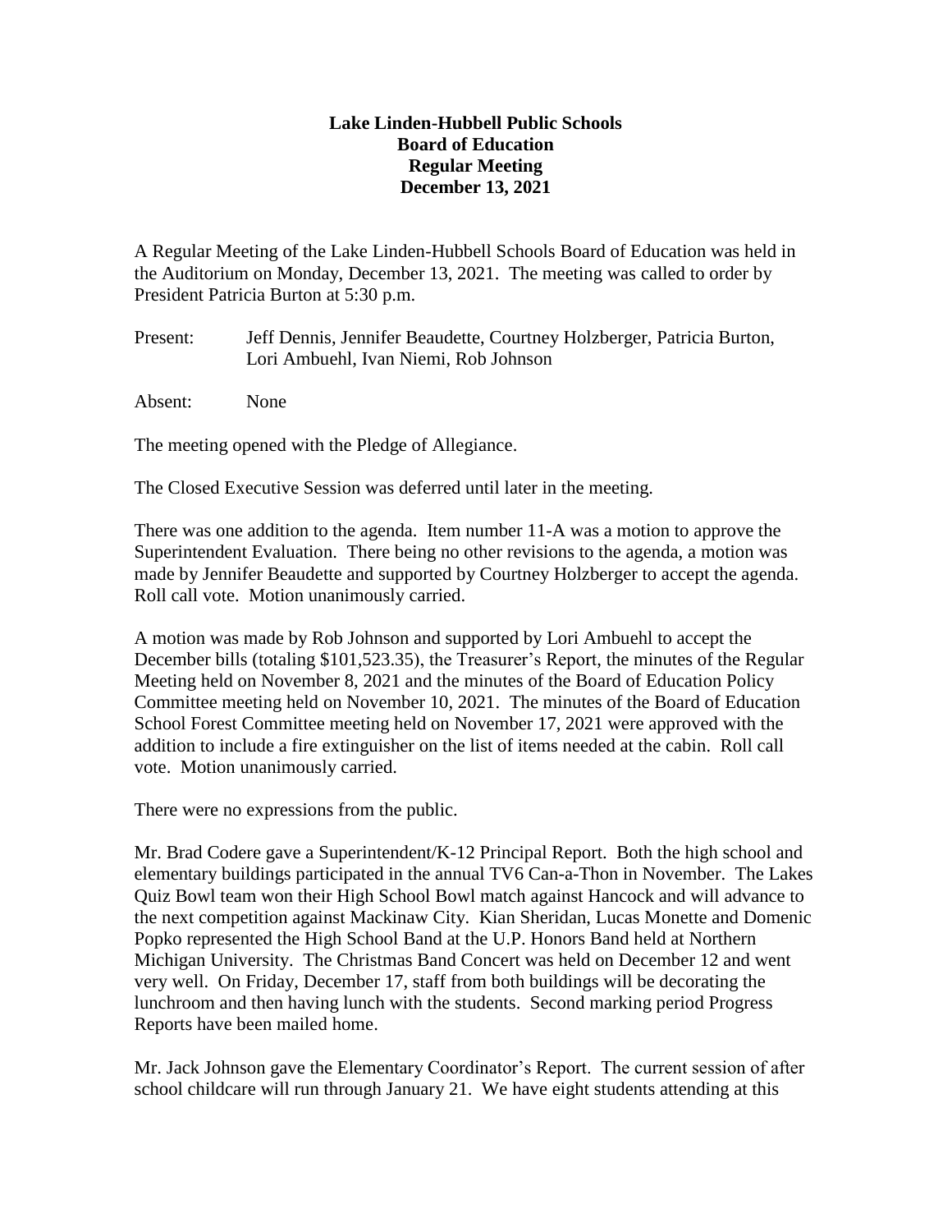**Lake Linden-Hubbell Public Schools**
**Board of Education**
**Regular Meeting**
**December 13, 2021**

A Regular Meeting of the Lake Linden-Hubbell Schools Board of Education was held in the Auditorium on Monday, December 13, 2021. The meeting was called to order by President Patricia Burton at 5:30 p.m.

Present: Jeff Dennis, Jennifer Beaudette, Courtney Holzberger, Patricia Burton, Lori Ambuehl, Ivan Niemi, Rob Johnson

Absent: None

The meeting opened with the Pledge of Allegiance.

The Closed Executive Session was deferred until later in the meeting.

There was one addition to the agenda. Item number 11-A was a motion to approve the Superintendent Evaluation. There being no other revisions to the agenda, a motion was made by Jennifer Beaudette and supported by Courtney Holzberger to accept the agenda. Roll call vote. Motion unanimously carried.

A motion was made by Rob Johnson and supported by Lori Ambuehl to accept the December bills (totaling $101,523.35), the Treasurer's Report, the minutes of the Regular Meeting held on November 8, 2021 and the minutes of the Board of Education Policy Committee meeting held on November 10, 2021. The minutes of the Board of Education School Forest Committee meeting held on November 17, 2021 were approved with the addition to include a fire extinguisher on the list of items needed at the cabin. Roll call vote. Motion unanimously carried.

There were no expressions from the public.

Mr. Brad Codere gave a Superintendent/K-12 Principal Report. Both the high school and elementary buildings participated in the annual TV6 Can-a-Thon in November. The Lakes Quiz Bowl team won their High School Bowl match against Hancock and will advance to the next competition against Mackinaw City. Kian Sheridan, Lucas Monette and Domenic Popko represented the High School Band at the U.P. Honors Band held at Northern Michigan University. The Christmas Band Concert was held on December 12 and went very well. On Friday, December 17, staff from both buildings will be decorating the lunchroom and then having lunch with the students. Second marking period Progress Reports have been mailed home.

Mr. Jack Johnson gave the Elementary Coordinator's Report. The current session of after school childcare will run through January 21. We have eight students attending at this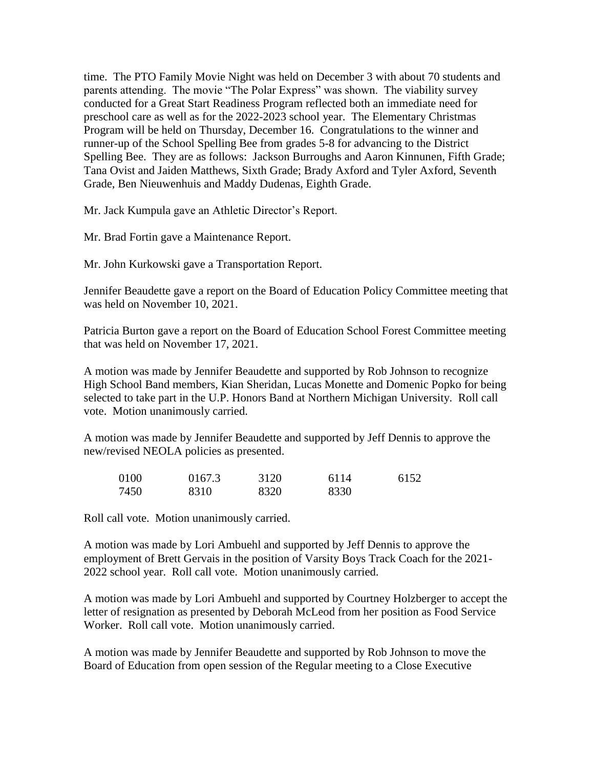time. The PTO Family Movie Night was held on December 3 with about 70 students and parents attending. The movie "The Polar Express" was shown. The viability survey conducted for a Great Start Readiness Program reflected both an immediate need for preschool care as well as for the 2022-2023 school year. The Elementary Christmas Program will be held on Thursday, December 16. Congratulations to the winner and runner-up of the School Spelling Bee from grades 5-8 for advancing to the District Spelling Bee. They are as follows: Jackson Burroughs and Aaron Kinnunen, Fifth Grade; Tana Ovist and Jaiden Matthews, Sixth Grade; Brady Axford and Tyler Axford, Seventh Grade, Ben Nieuwenhuis and Maddy Dudenas, Eighth Grade.

Mr. Jack Kumpula gave an Athletic Director's Report.

Mr. Brad Fortin gave a Maintenance Report.

Mr. John Kurkowski gave a Transportation Report.

Jennifer Beaudette gave a report on the Board of Education Policy Committee meeting that was held on November 10, 2021.

Patricia Burton gave a report on the Board of Education School Forest Committee meeting that was held on November 17, 2021.

A motion was made by Jennifer Beaudette and supported by Rob Johnson to recognize High School Band members, Kian Sheridan, Lucas Monette and Domenic Popko for being selected to take part in the U.P. Honors Band at Northern Michigan University. Roll call vote. Motion unanimously carried.

A motion was made by Jennifer Beaudette and supported by Jeff Dennis to approve the new/revised NEOLA policies as presented.

| | | | | |
|---|---|---|---|---|
| 0100 | 0167.3 | 3120 | 6114 | 6152 |
| 7450 | 8310 | 8320 | 8330 | |

Roll call vote. Motion unanimously carried.

A motion was made by Lori Ambuehl and supported by Jeff Dennis to approve the employment of Brett Gervais in the position of Varsity Boys Track Coach for the 2021-2022 school year. Roll call vote. Motion unanimously carried.

A motion was made by Lori Ambuehl and supported by Courtney Holzberger to accept the letter of resignation as presented by Deborah McLeod from her position as Food Service Worker. Roll call vote. Motion unanimously carried.

A motion was made by Jennifer Beaudette and supported by Rob Johnson to move the Board of Education from open session of the Regular meeting to a Close Executive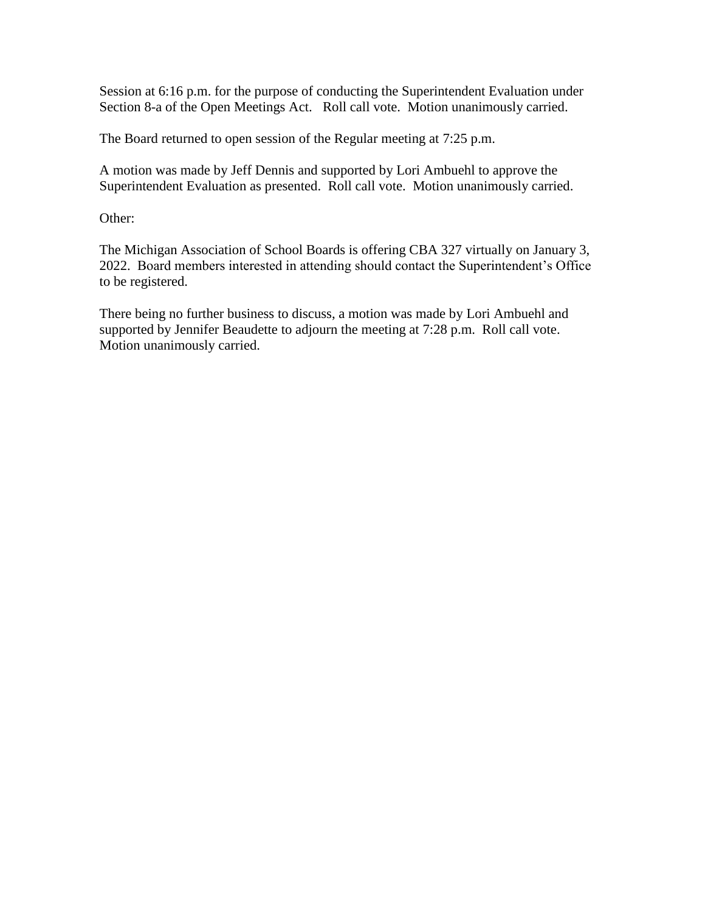Session at 6:16 p.m. for the purpose of conducting the Superintendent Evaluation under Section 8-a of the Open Meetings Act. Roll call vote. Motion unanimously carried.

The Board returned to open session of the Regular meeting at 7:25 p.m.

A motion was made by Jeff Dennis and supported by Lori Ambuehl to approve the Superintendent Evaluation as presented. Roll call vote. Motion unanimously carried.

Other:

The Michigan Association of School Boards is offering CBA 327 virtually on January 3, 2022. Board members interested in attending should contact the Superintendent's Office to be registered.

There being no further business to discuss, a motion was made by Lori Ambuehl and supported by Jennifer Beaudette to adjourn the meeting at 7:28 p.m. Roll call vote. Motion unanimously carried.